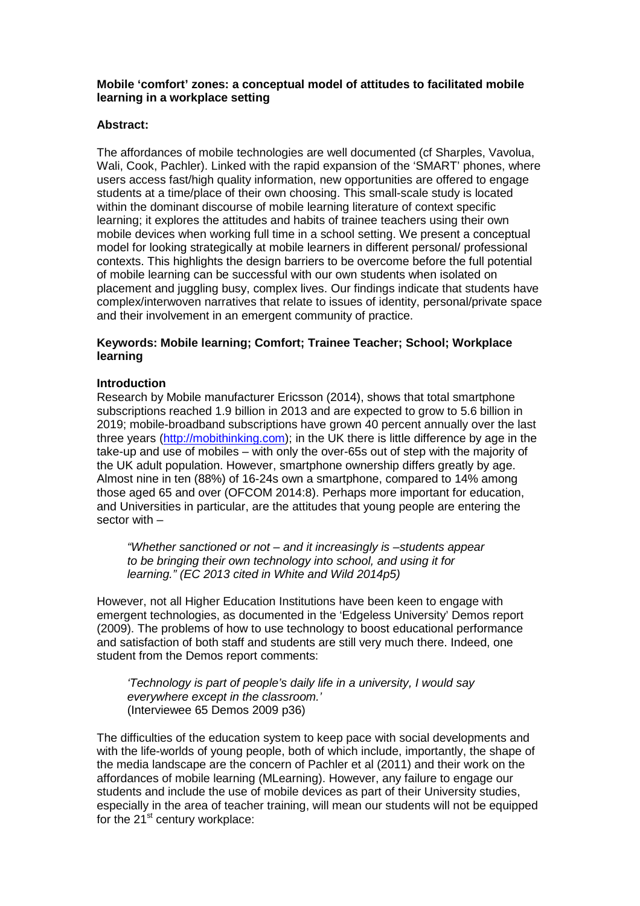**Mobile 'comfort' zones: a conceptual model of attitudes to facilitated mobile learning in a workplace setting**

**Abstract:**

The affordances of mobile technologies are well documented (cf Sharples, Vavolua, Wali, Cook, Pachler). Linked with the rapid expansion of the 'SMART' phones, where users access fast/high quality information, new opportunities are offered to engage students at a time/place of their own choosing. This small-scale study is located within the dominant discourse of mobile learning literature of context specific learning; it explores the attitudes and habits of trainee teachers using their own mobile devices when working full time in a school setting. We present a conceptual model for looking strategically at mobile learners in different personal/ professional contexts. This highlights the design barriers to be overcome before the full potential of mobile learning can be successful with our own students when isolated on placement and juggling busy, complex lives. Our findings indicate that students have complex/interwoven narratives that relate to issues of identity, personal/private space and their involvement in an emergent community of practice.

**Keywords: Mobile learning; Comfort; Trainee Teacher; School; Workplace learning**

**Introduction**

Research by Mobile manufacturer Ericsson (2014), shows that total smartphone subscriptions reached 1.9 billion in 2013 and are expected to grow to 5.6 billion in 2019; mobile-broadband subscriptions have grown 40 percent annually over the last three years (http://mobithinking.com); in the UK there is little difference by age in the take-up and use of mobiles – with only the over-65s out of step with the majority of the UK adult population. However, smartphone ownership differs greatly by age. Almost nine in ten (88%) of 16-24s own a smartphone, compared to 14% among those aged 65 and over (OFCOM 2014:8). Perhaps more important for education, and Universities in particular, are the attitudes that young people are entering the sector with –

> *"Whether sanctioned or not – and it increasingly is –students appear to be bringing their own technology into school, and using it for learning." (EC 2013 cited in White and Wild 2014p5)*

However, not all Higher Education Institutions have been keen to engage with emergent technologies, as documented in the 'Edgeless University' Demos report (2009). The problems of how to use technology to boost educational performance and satisfaction of both staff and students are still very much there. Indeed, one student from the Demos report comments:

> *'Technology is part of people's daily life in a university, I would say everywhere except in the classroom.'*
> (Interviewee 65 Demos 2009 p36)

The difficulties of the education system to keep pace with social developments and with the life-worlds of young people, both of which include, importantly, the shape of the media landscape are the concern of Pachler et al (2011) and their work on the affordances of mobile learning (MLearning). However, any failure to engage our students and include the use of mobile devices as part of their University studies, especially in the area of teacher training, will mean our students will not be equipped for the 21st century workplace: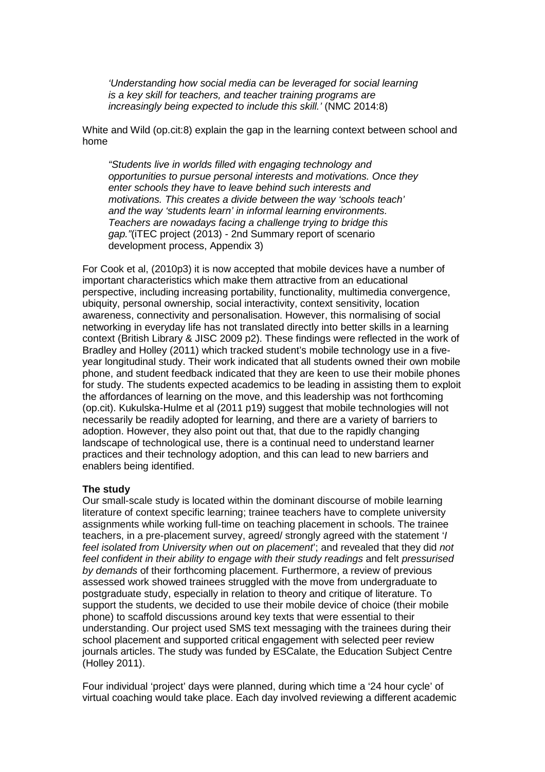> *'Understanding how social media can be leveraged for social learning is a key skill for teachers, and teacher training programs are increasingly being expected to include this skill.'* (NMC 2014:8)

White and Wild (op.cit:8) explain the gap in the learning context between school and home

> *"Students live in worlds filled with engaging technology and opportunities to pursue personal interests and motivations. Once they enter schools they have to leave behind such interests and motivations. This creates a divide between the way 'schools teach' and the way 'students learn' in informal learning environments. Teachers are nowadays facing a challenge trying to bridge this gap."*(iTEC project (2013) - 2nd Summary report of scenario development process, Appendix 3)

For Cook et al, (2010p3) it is now accepted that mobile devices have a number of important characteristics which make them attractive from an educational perspective, including increasing portability, functionality, multimedia convergence, ubiquity, personal ownership, social interactivity, context sensitivity, location awareness, connectivity and personalisation. However, this normalising of social networking in everyday life has not translated directly into better skills in a learning context (British Library & JISC 2009 p2). These findings were reflected in the work of Bradley and Holley (2011) which tracked student's mobile technology use in a five-year longitudinal study. Their work indicated that all students owned their own mobile phone, and student feedback indicated that they are keen to use their mobile phones for study. The students expected academics to be leading in assisting them to exploit the affordances of learning on the move, and this leadership was not forthcoming (op.cit). Kukulska-Hulme et al (2011 p19) suggest that mobile technologies will not necessarily be readily adopted for learning, and there are a variety of barriers to adoption. However, they also point out that, that due to the rapidly changing landscape of technological use, there is a continual need to understand learner practices and their technology adoption, and this can lead to new barriers and enablers being identified.

**The study**

Our small-scale study is located within the dominant discourse of mobile learning literature of context specific learning; trainee teachers have to complete university assignments while working full-time on teaching placement in schools. The trainee teachers, in a pre-placement survey, agreed/ strongly agreed with the statement '*I feel isolated from University when out on placement*'; and revealed that they did *not feel confident in their ability to engage with their study readings* and felt *pressurised by demands* of their forthcoming placement. Furthermore, a review of previous assessed work showed trainees struggled with the move from undergraduate to postgraduate study, especially in relation to theory and critique of literature. To support the students, we decided to use their mobile device of choice (their mobile phone) to scaffold discussions around key texts that were essential to their understanding. Our project used SMS text messaging with the trainees during their school placement and supported critical engagement with selected peer review journals articles. The study was funded by ESCalate, the Education Subject Centre (Holley 2011).

Four individual 'project' days were planned, during which time a '24 hour cycle' of virtual coaching would take place. Each day involved reviewing a different academic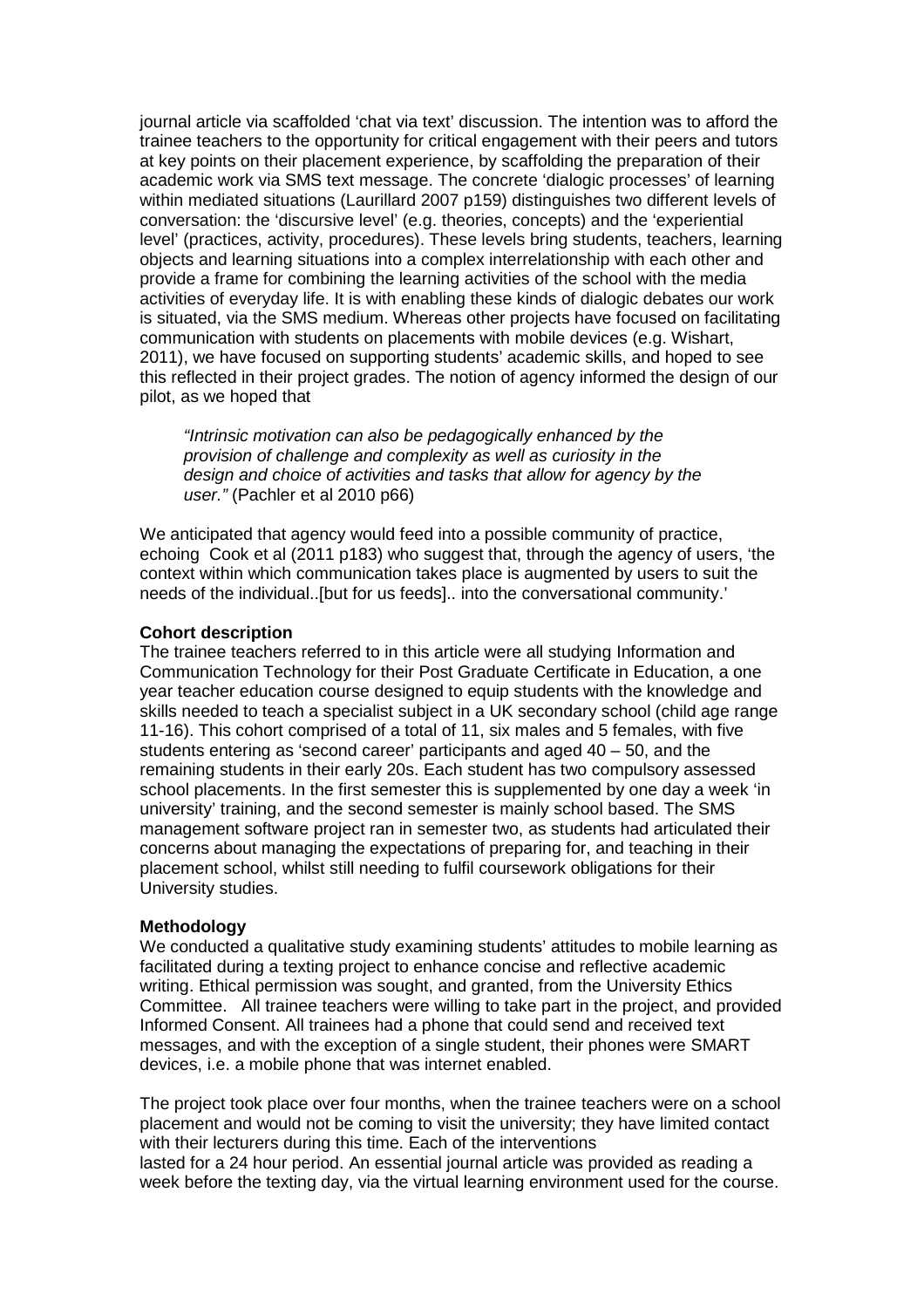journal article via scaffolded 'chat via text' discussion. The intention was to afford the trainee teachers to the opportunity for critical engagement with their peers and tutors at key points on their placement experience, by scaffolding the preparation of their academic work via SMS text message. The concrete 'dialogic processes' of learning within mediated situations (Laurillard 2007 p159) distinguishes two different levels of conversation: the 'discursive level' (e.g. theories, concepts) and the 'experiential level' (practices, activity, procedures). These levels bring students, teachers, learning objects and learning situations into a complex interrelationship with each other and provide a frame for combining the learning activities of the school with the media activities of everyday life. It is with enabling these kinds of dialogic debates our work is situated, via the SMS medium. Whereas other projects have focused on facilitating communication with students on placements with mobile devices (e.g. Wishart, 2011), we have focused on supporting students' academic skills, and hoped to see this reflected in their project grades. The notion of agency informed the design of our pilot, as we hoped that

> *"Intrinsic motivation can also be pedagogically enhanced by the provision of challenge and complexity as well as curiosity in the design and choice of activities and tasks that allow for agency by the user."* (Pachler et al 2010 p66)

We anticipated that agency would feed into a possible community of practice, echoing Cook et al (2011 p183) who suggest that, through the agency of users, 'the context within which communication takes place is augmented by users to suit the needs of the individual..[but for us feeds].. into the conversational community.'

**Cohort description**

The trainee teachers referred to in this article were all studying Information and Communication Technology for their Post Graduate Certificate in Education, a one year teacher education course designed to equip students with the knowledge and skills needed to teach a specialist subject in a UK secondary school (child age range 11-16). This cohort comprised of a total of 11, six males and 5 females, with five students entering as 'second career' participants and aged 40 – 50, and the remaining students in their early 20s. Each student has two compulsory assessed school placements. In the first semester this is supplemented by one day a week 'in university' training, and the second semester is mainly school based. The SMS management software project ran in semester two, as students had articulated their concerns about managing the expectations of preparing for, and teaching in their placement school, whilst still needing to fulfil coursework obligations for their University studies.

**Methodology**

We conducted a qualitative study examining students' attitudes to mobile learning as facilitated during a texting project to enhance concise and reflective academic writing. Ethical permission was sought, and granted, from the University Ethics Committee. All trainee teachers were willing to take part in the project, and provided Informed Consent. All trainees had a phone that could send and received text messages, and with the exception of a single student, their phones were SMART devices, i.e. a mobile phone that was internet enabled.

The project took place over four months, when the trainee teachers were on a school placement and would not be coming to visit the university; they have limited contact with their lecturers during this time. Each of the interventions lasted for a 24 hour period. An essential journal article was provided as reading a week before the texting day, via the virtual learning environment used for the course.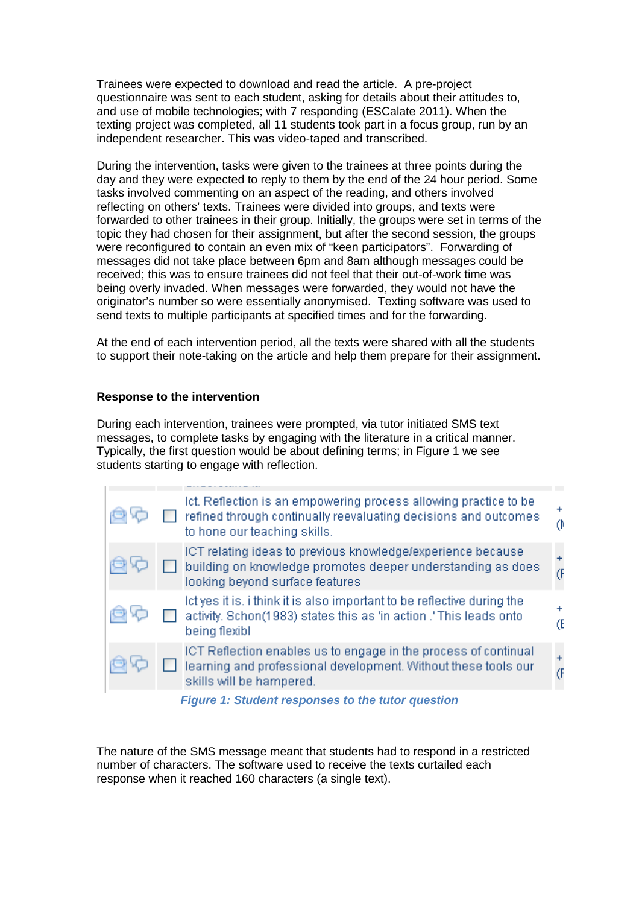Trainees were expected to download and read the article. A pre-project questionnaire was sent to each student, asking for details about their attitudes to, and use of mobile technologies; with 7 responding (ESCalate 2011). When the texting project was completed, all 11 students took part in a focus group, run by an independent researcher. This was video-taped and transcribed.

During the intervention, tasks were given to the trainees at three points during the day and they were expected to reply to them by the end of the 24 hour period. Some tasks involved commenting on an aspect of the reading, and others involved reflecting on others' texts. Trainees were divided into groups, and texts were forwarded to other trainees in their group. Initially, the groups were set in terms of the topic they had chosen for their assignment, but after the second session, the groups were reconfigured to contain an even mix of "keen participators". Forwarding of messages did not take place between 6pm and 8am although messages could be received; this was to ensure trainees did not feel that their out-of-work time was being overly invaded. When messages were forwarded, they would not have the originator's number so were essentially anonymised. Texting software was used to send texts to multiple participants at specified times and for the forwarding.

At the end of each intervention period, all the texts were shared with all the students to support their note-taking on the article and help them prepare for their assignment.

**Response to the intervention**

During each intervention, trainees were prompted, via tutor initiated SMS text messages, to complete tasks by engaging with the literature in a critical manner. Typically, the first question would be about defining terms; in Figure 1 we see students starting to engage with reflection.

| | | | |
|---|---|---|---|
| | ☐ | Ict. Reflection is an empowering process allowing practice to be refined through continually reevaluating decisions and outcomes to hone our teaching skills. | + (I |
| | ☐ | ICT relating ideas to previous knowledge/experience because building on knowledge promotes deeper understanding as does looking beyond surface features | + (F |
| | ☐ | Ict yes it is. i think it is also important to be reflective during the activity. Schon(1983) states this as 'in action .' This leads onto being flexibl | + (E |
| | ☐ | ICT Reflection enables us to engage in the process of continual learning and professional development. Without these tools our skills will be hampered. | + (F |

*Figure 1: Student responses to the tutor question*

The nature of the SMS message meant that students had to respond in a restricted number of characters. The software used to receive the texts curtailed each response when it reached 160 characters (a single text).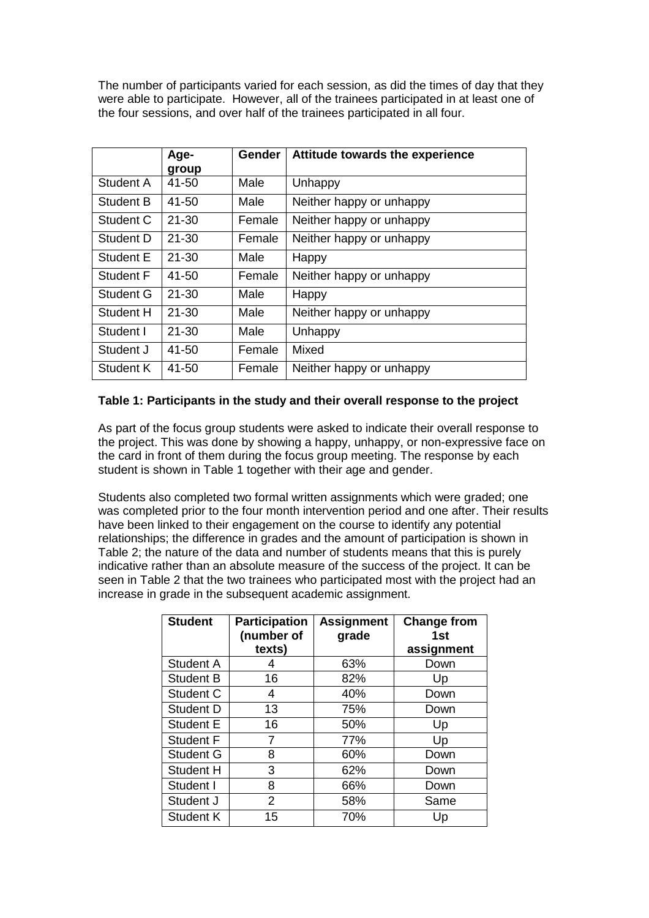The number of participants varied for each session, as did the times of day that they were able to participate. However, all of the trainees participated in at least one of the four sessions, and over half of the trainees participated in all four.

| | Age-group | Gender | Attitude towards the experience |
|---|---|---|---|
| Student A | 41-50 | Male | Unhappy |
| Student B | 41-50 | Male | Neither happy or unhappy |
| Student C | 21-30 | Female | Neither happy or unhappy |
| Student D | 21-30 | Female | Neither happy or unhappy |
| Student E | 21-30 | Male | Happy |
| Student F | 41-50 | Female | Neither happy or unhappy |
| Student G | 21-30 | Male | Happy |
| Student H | 21-30 | Male | Neither happy or unhappy |
| Student I | 21-30 | Male | Unhappy |
| Student J | 41-50 | Female | Mixed |
| Student K | 41-50 | Female | Neither happy or unhappy |

**Table 1: Participants in the study and their overall response to the project**

As part of the focus group students were asked to indicate their overall response to the project. This was done by showing a happy, unhappy, or non-expressive face on the card in front of them during the focus group meeting. The response by each student is shown in Table 1 together with their age and gender.

Students also completed two formal written assignments which were graded; one was completed prior to the four month intervention period and one after. Their results have been linked to their engagement on the course to identify any potential relationships; the difference in grades and the amount of participation is shown in Table 2; the nature of the data and number of students means that this is purely indicative rather than an absolute measure of the success of the project. It can be seen in Table 2 that the two trainees who participated most with the project had an increase in grade in the subsequent academic assignment.

| Student | Participation (number of texts) | Assignment grade | Change from 1st assignment |
|---|---|---|---|
| Student A | 4 | 63% | Down |
| Student B | 16 | 82% | Up |
| Student C | 4 | 40% | Down |
| Student D | 13 | 75% | Down |
| Student E | 16 | 50% | Up |
| Student F | 7 | 77% | Up |
| Student G | 8 | 60% | Down |
| Student H | 3 | 62% | Down |
| Student I | 8 | 66% | Down |
| Student J | 2 | 58% | Same |
| Student K | 15 | 70% | Up |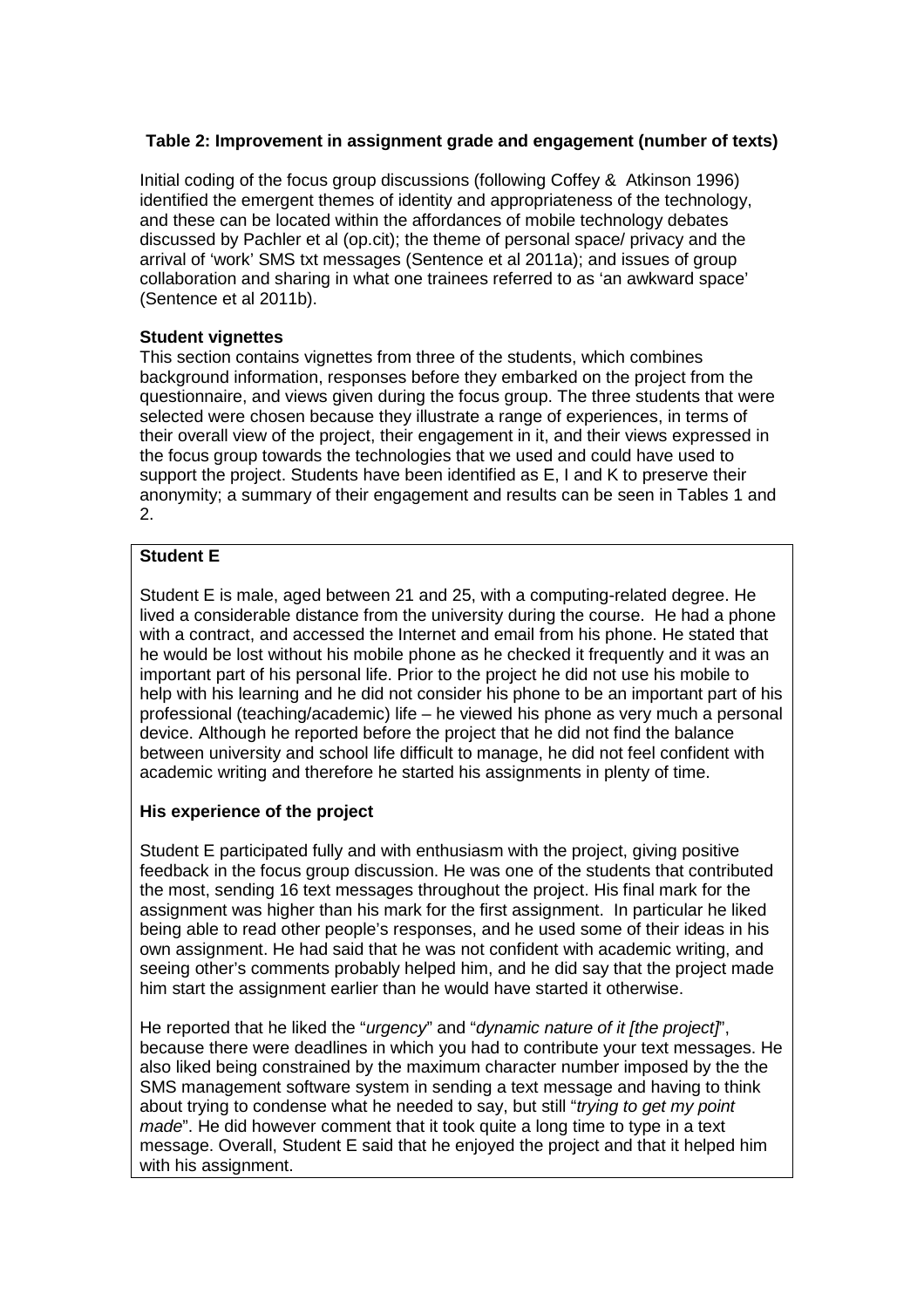**Table 2: Improvement in assignment grade and engagement (number of texts)**

Initial coding of the focus group discussions (following Coffey & Atkinson 1996) identified the emergent themes of identity and appropriateness of the technology, and these can be located within the affordances of mobile technology debates discussed by Pachler et al (op.cit); the theme of personal space/ privacy and the arrival of 'work' SMS txt messages (Sentence et al 2011a); and issues of group collaboration and sharing in what one trainees referred to as 'an awkward space' (Sentence et al 2011b).

**Student vignettes**

This section contains vignettes from three of the students, which combines background information, responses before they embarked on the project from the questionnaire, and views given during the focus group. The three students that were selected were chosen because they illustrate a range of experiences, in terms of their overall view of the project, their engagement in it, and their views expressed in the focus group towards the technologies that we used and could have used to support the project. Students have been identified as E, I and K to preserve their anonymity; a summary of their engagement and results can be seen in Tables 1 and 2.

**Student E**

Student E is male, aged between 21 and 25, with a computing-related degree. He lived a considerable distance from the university during the course. He had a phone with a contract, and accessed the Internet and email from his phone. He stated that he would be lost without his mobile phone as he checked it frequently and it was an important part of his personal life. Prior to the project he did not use his mobile to help with his learning and he did not consider his phone to be an important part of his professional (teaching/academic) life – he viewed his phone as very much a personal device. Although he reported before the project that he did not find the balance between university and school life difficult to manage, he did not feel confident with academic writing and therefore he started his assignments in plenty of time.

**His experience of the project**

Student E participated fully and with enthusiasm with the project, giving positive feedback in the focus group discussion. He was one of the students that contributed the most, sending 16 text messages throughout the project. His final mark for the assignment was higher than his mark for the first assignment. In particular he liked being able to read other people's responses, and he used some of their ideas in his own assignment. He had said that he was not confident with academic writing, and seeing other's comments probably helped him, and he did say that the project made him start the assignment earlier than he would have started it otherwise.

He reported that he liked the "*urgency*" and "*dynamic nature of it [the project]*", because there were deadlines in which you had to contribute your text messages. He also liked being constrained by the maximum character number imposed by the the SMS management software system in sending a text message and having to think about trying to condense what he needed to say, but still "*trying to get my point made*". He did however comment that it took quite a long time to type in a text message. Overall, Student E said that he enjoyed the project and that it helped him with his assignment.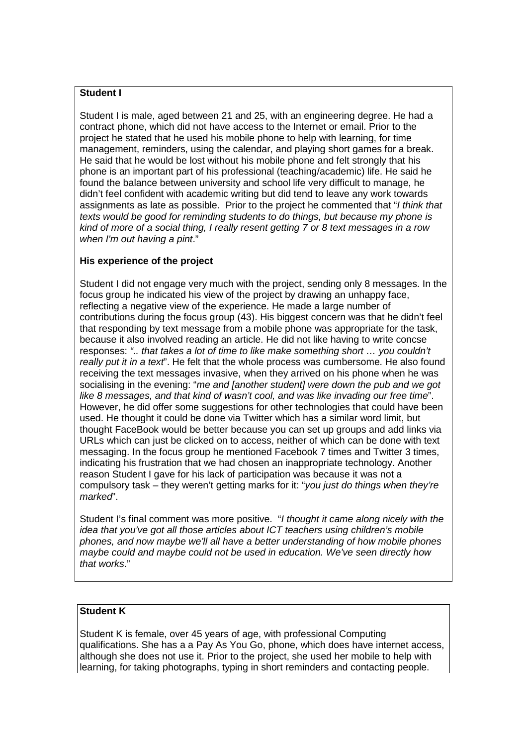**Student I**

Student I is male, aged between 21 and 25, with an engineering degree. He had a contract phone, which did not have access to the Internet or email. Prior to the project he stated that he used his mobile phone to help with learning, for time management, reminders, using the calendar, and playing short games for a break. He said that he would be lost without his mobile phone and felt strongly that his phone is an important part of his professional (teaching/academic) life. He said he found the balance between university and school life very difficult to manage, he didn't feel confident with academic writing but did tend to leave any work towards assignments as late as possible. Prior to the project he commented that "*I think that texts would be good for reminding students to do things, but because my phone is kind of more of a social thing, I really resent getting 7 or 8 text messages in a row when I'm out having a pint*."

**His experience of the project**

Student I did not engage very much with the project, sending only 8 messages. In the focus group he indicated his view of the project by drawing an unhappy face, reflecting a negative view of the experience. He made a large number of contributions during the focus group (43). His biggest concern was that he didn't feel that responding by text message from a mobile phone was appropriate for the task, because it also involved reading an article. He did not like having to write concse responses: *".. that takes a lot of time to like make something short … you couldn't really put it in a text*". He felt that the whole process was cumbersome. He also found receiving the text messages invasive, when they arrived on his phone when he was socialising in the evening: "*me and [another student] were down the pub and we got like 8 messages, and that kind of wasn't cool, and was like invading our free time*". However, he did offer some suggestions for other technologies that could have been used. He thought it could be done via Twitter which has a similar word limit, but thought FaceBook would be better because you can set up groups and add links via URLs which can just be clicked on to access, neither of which can be done with text messaging. In the focus group he mentioned Facebook 7 times and Twitter 3 times, indicating his frustration that we had chosen an inappropriate technology. Another reason Student I gave for his lack of participation was because it was not a compulsory task – they weren't getting marks for it: "*you just do things when they're marked*".

Student I's final comment was more positive. "*I thought it came along nicely with the idea that you've got all those articles about ICT teachers using children's mobile phones, and now maybe we'll all have a better understanding of how mobile phones maybe could and maybe could not be used in education. We've seen directly how that works*."

**Student K**

Student K is female, over 45 years of age, with professional Computing qualifications. She has a a Pay As You Go, phone, which does have internet access, although she does not use it. Prior to the project, she used her mobile to help with learning, for taking photographs, typing in short reminders and contacting people.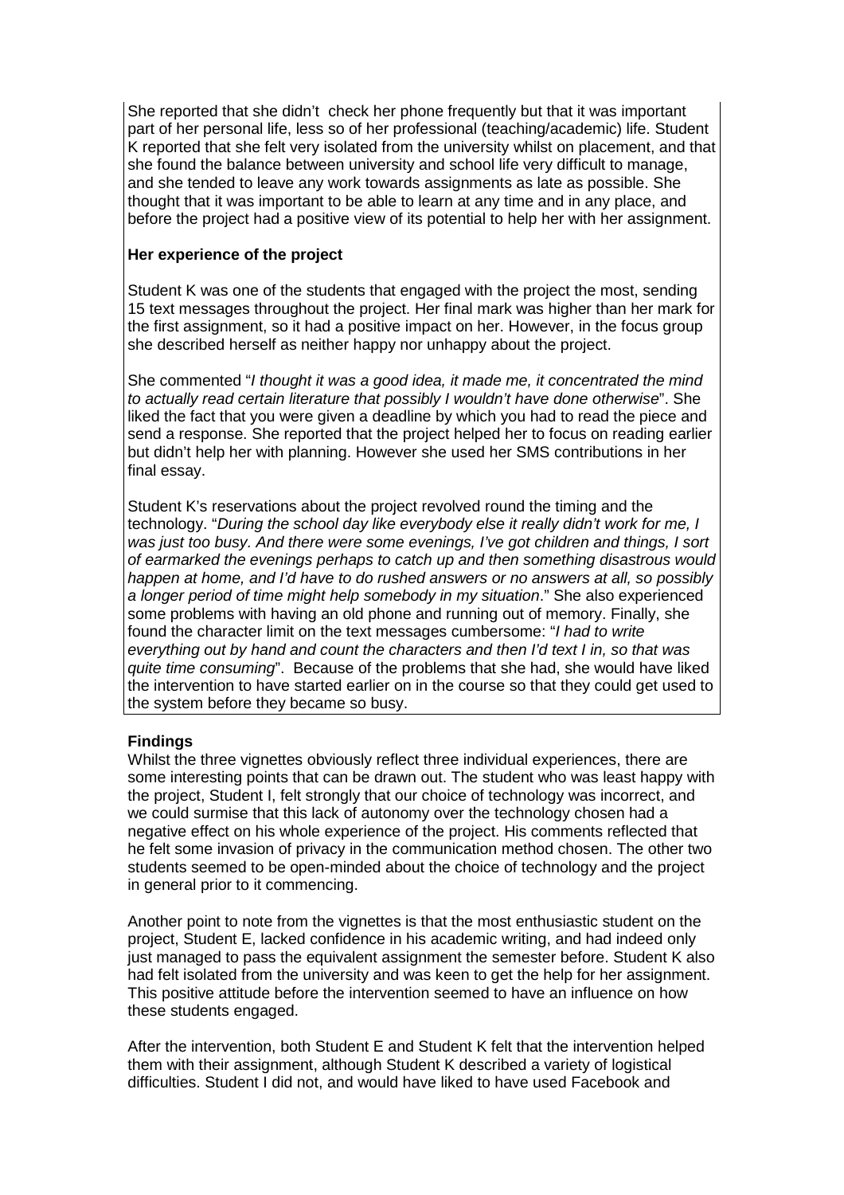She reported that she didn't check her phone frequently but that it was important part of her personal life, less so of her professional (teaching/academic) life. Student K reported that she felt very isolated from the university whilst on placement, and that she found the balance between university and school life very difficult to manage, and she tended to leave any work towards assignments as late as possible. She thought that it was important to be able to learn at any time and in any place, and before the project had a positive view of its potential to help her with her assignment.

**Her experience of the project**

Student K was one of the students that engaged with the project the most, sending 15 text messages throughout the project. Her final mark was higher than her mark for the first assignment, so it had a positive impact on her. However, in the focus group she described herself as neither happy nor unhappy about the project.

She commented "*I thought it was a good idea, it made me, it concentrated the mind to actually read certain literature that possibly I wouldn't have done otherwise*". She liked the fact that you were given a deadline by which you had to read the piece and send a response. She reported that the project helped her to focus on reading earlier but didn't help her with planning. However she used her SMS contributions in her final essay.

Student K's reservations about the project revolved round the timing and the technology. "*During the school day like everybody else it really didn't work for me, I was just too busy. And there were some evenings, I've got children and things, I sort of earmarked the evenings perhaps to catch up and then something disastrous would happen at home, and I'd have to do rushed answers or no answers at all, so possibly a longer period of time might help somebody in my situation*." She also experienced some problems with having an old phone and running out of memory. Finally, she found the character limit on the text messages cumbersome: "*I had to write everything out by hand and count the characters and then I'd text I in, so that was quite time consuming*". Because of the problems that she had, she would have liked the intervention to have started earlier on in the course so that they could get used to the system before they became so busy.

**Findings**

Whilst the three vignettes obviously reflect three individual experiences, there are some interesting points that can be drawn out. The student who was least happy with the project, Student I, felt strongly that our choice of technology was incorrect, and we could surmise that this lack of autonomy over the technology chosen had a negative effect on his whole experience of the project. His comments reflected that he felt some invasion of privacy in the communication method chosen. The other two students seemed to be open-minded about the choice of technology and the project in general prior to it commencing.

Another point to note from the vignettes is that the most enthusiastic student on the project, Student E, lacked confidence in his academic writing, and had indeed only just managed to pass the equivalent assignment the semester before. Student K also had felt isolated from the university and was keen to get the help for her assignment. This positive attitude before the intervention seemed to have an influence on how these students engaged.

After the intervention, both Student E and Student K felt that the intervention helped them with their assignment, although Student K described a variety of logistical difficulties. Student I did not, and would have liked to have used Facebook and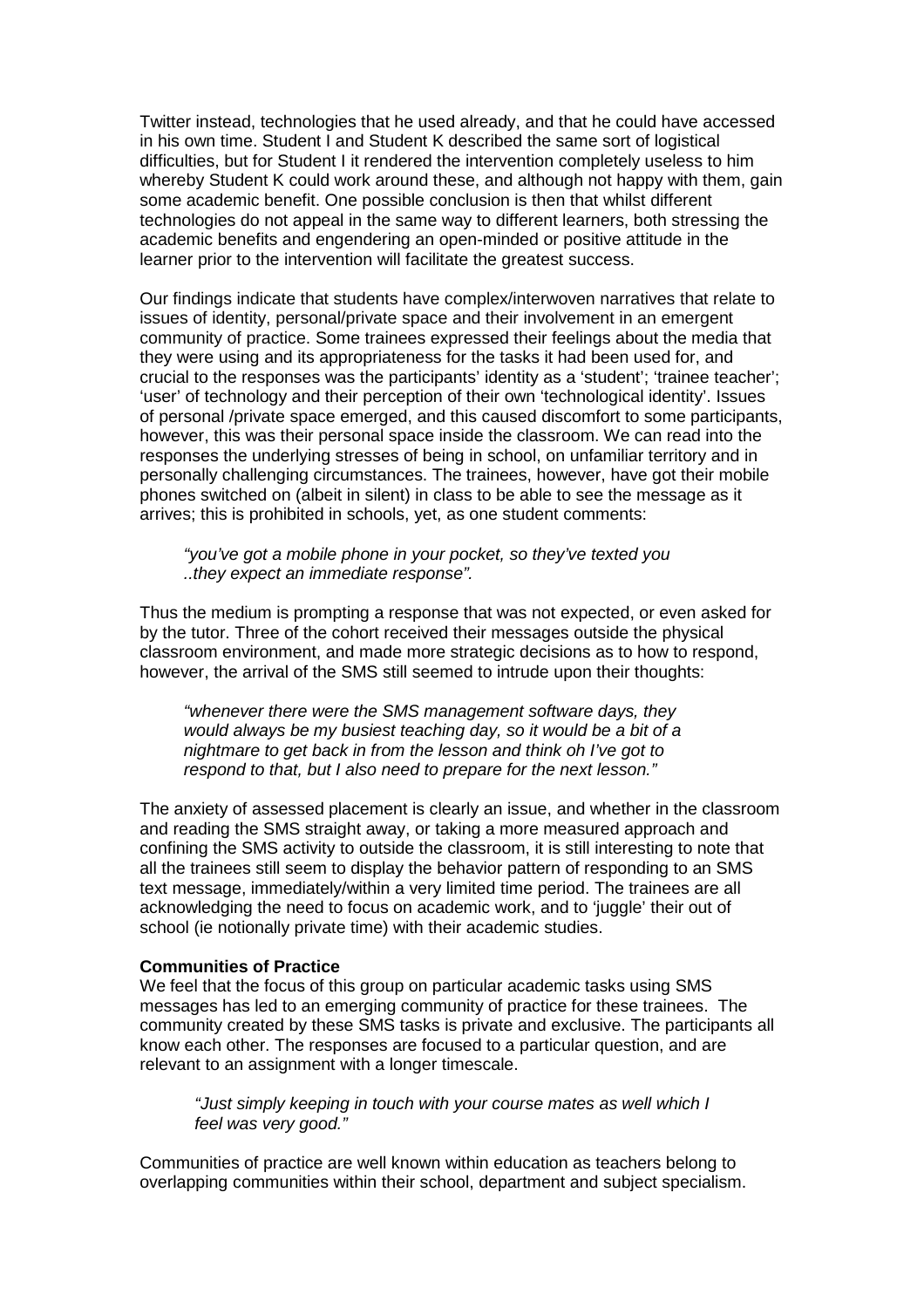Twitter instead, technologies that he used already, and that he could have accessed in his own time. Student I and Student K described the same sort of logistical difficulties, but for Student I it rendered the intervention completely useless to him whereby Student K could work around these, and although not happy with them, gain some academic benefit. One possible conclusion is then that whilst different technologies do not appeal in the same way to different learners, both stressing the academic benefits and engendering an open-minded or positive attitude in the learner prior to the intervention will facilitate the greatest success.

Our findings indicate that students have complex/interwoven narratives that relate to issues of identity, personal/private space and their involvement in an emergent community of practice. Some trainees expressed their feelings about the media that they were using and its appropriateness for the tasks it had been used for, and crucial to the responses was the participants' identity as a 'student'; 'trainee teacher'; 'user' of technology and their perception of their own 'technological identity'. Issues of personal /private space emerged, and this caused discomfort to some participants, however, this was their personal space inside the classroom. We can read into the responses the underlying stresses of being in school, on unfamiliar territory and in personally challenging circumstances. The trainees, however, have got their mobile phones switched on (albeit in silent) in class to be able to see the message as it arrives; this is prohibited in schools, yet, as one student comments:

> *"you've got a mobile phone in your pocket, so they've texted you ..they expect an immediate response".*

Thus the medium is prompting a response that was not expected, or even asked for by the tutor. Three of the cohort received their messages outside the physical classroom environment, and made more strategic decisions as to how to respond, however, the arrival of the SMS still seemed to intrude upon their thoughts:

> *"whenever there were the SMS management software days, they would always be my busiest teaching day, so it would be a bit of a nightmare to get back in from the lesson and think oh I've got to respond to that, but I also need to prepare for the next lesson."*

The anxiety of assessed placement is clearly an issue, and whether in the classroom and reading the SMS straight away, or taking a more measured approach and confining the SMS activity to outside the classroom, it is still interesting to note that all the trainees still seem to display the behavior pattern of responding to an SMS text message, immediately/within a very limited time period. The trainees are all acknowledging the need to focus on academic work, and to 'juggle' their out of school (ie notionally private time) with their academic studies.

**Communities of Practice**

We feel that the focus of this group on particular academic tasks using SMS messages has led to an emerging community of practice for these trainees. The community created by these SMS tasks is private and exclusive. The participants all know each other. The responses are focused to a particular question, and are relevant to an assignment with a longer timescale.

> *"Just simply keeping in touch with your course mates as well which I feel was very good."*

Communities of practice are well known within education as teachers belong to overlapping communities within their school, department and subject specialism.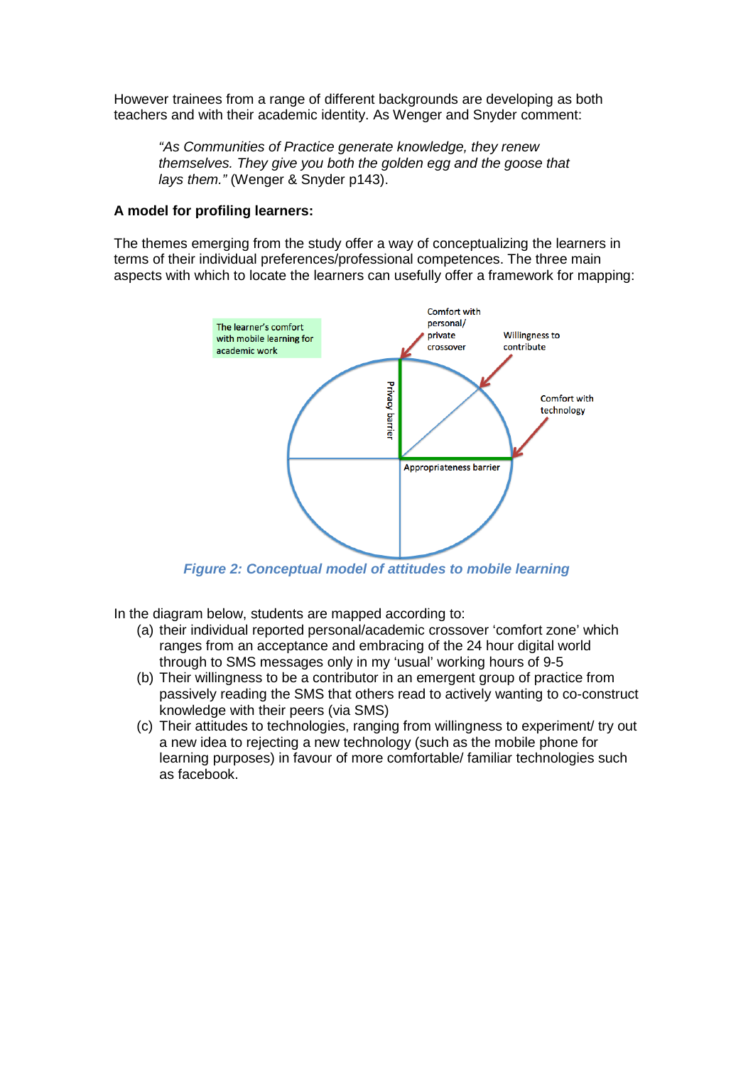However trainees from a range of different backgrounds are developing as both teachers and with their academic identity. As Wenger and Snyder comment:

> *"As Communities of Practice generate knowledge, they renew themselves. They give you both the golden egg and the goose that lays them."* (Wenger & Snyder p143).

**A model for profiling learners:**

The themes emerging from the study offer a way of conceptualizing the learners in terms of their individual preferences/professional competences. The three main aspects with which to locate the learners can usefully offer a framework for mapping:

The learner's comfort with mobile learning for academic work

Comfort with personal/ private crossover

Willingness to contribute

Comfort with technology

Privacy barrier

Appropriateness barrier

***Figure 2: Conceptual model of attitudes to mobile learning***

In the diagram below, students are mapped according to:

(a) their individual reported personal/academic crossover 'comfort zone' which ranges from an acceptance and embracing of the 24 hour digital world through to SMS messages only in my 'usual' working hours of 9-5

(b) Their willingness to be a contributor in an emergent group of practice from passively reading the SMS that others read to actively wanting to co-construct knowledge with their peers (via SMS)

(c) Their attitudes to technologies, ranging from willingness to experiment/ try out a new idea to rejecting a new technology (such as the mobile phone for learning purposes) in favour of more comfortable/ familiar technologies such as facebook.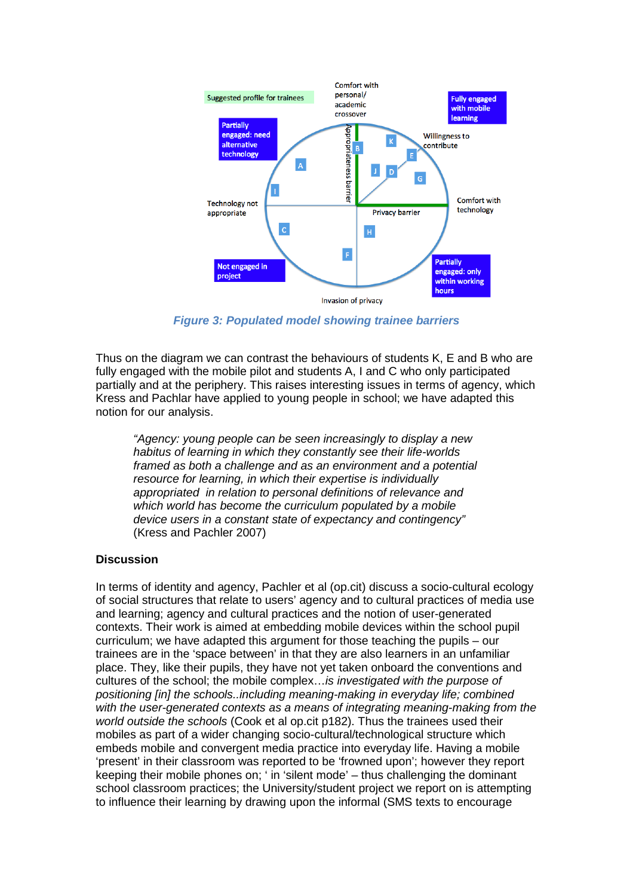Figure 3: Populated model showing trainee barriers

Thus on the diagram we can contrast the behaviours of students K, E and B who are fully engaged with the mobile pilot and students A, I and C who only participated partially and at the periphery. This raises interesting issues in terms of agency, which Kress and Pachlar have applied to young people in school; we have adapted this notion for our analysis.

> *"Agency: young people can be seen increasingly to display a new habitus of learning in which they constantly see their life-worlds framed as both a challenge and as an environment and a potential resource for learning, in which their expertise is individually appropriated in relation to personal definitions of relevance and which world has become the curriculum populated by a mobile device users in a constant state of expectancy and contingency"* (Kress and Pachler 2007)

**Discussion**

In terms of identity and agency, Pachler et al (op.cit) discuss a socio-cultural ecology of social structures that relate to users' agency and to cultural practices of media use and learning; agency and cultural practices and the notion of user-generated contexts. Their work is aimed at embedding mobile devices within the school pupil curriculum; we have adapted this argument for those teaching the pupils – our trainees are in the 'space between' in that they are also learners in an unfamiliar place. They, like their pupils, they have not yet taken onboard the conventions and cultures of the school; the mobile complex…*is investigated with the purpose of positioning [in] the schools..including meaning-making in everyday life; combined with the user-generated contexts as a means of integrating meaning-making from the world outside the schools* (Cook et al op.cit p182). Thus the trainees used their mobiles as part of a wider changing socio-cultural/technological structure which embeds mobile and convergent media practice into everyday life. Having a mobile 'present' in their classroom was reported to be 'frowned upon'; however they report keeping their mobile phones on; ' in 'silent mode' – thus challenging the dominant school classroom practices; the University/student project we report on is attempting to influence their learning by drawing upon the informal (SMS texts to encourage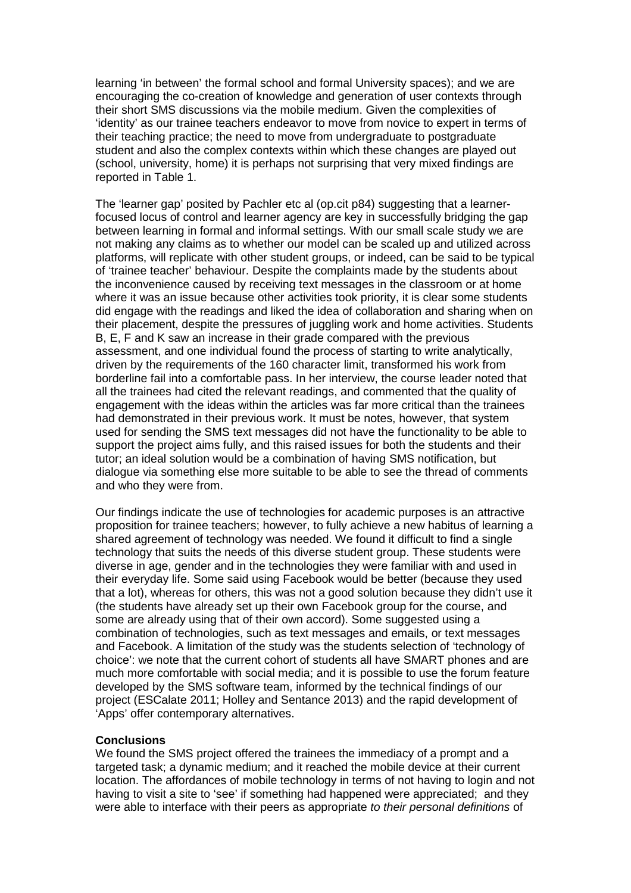learning 'in between' the formal school and formal University spaces); and we are encouraging the co-creation of knowledge and generation of user contexts through their short SMS discussions via the mobile medium. Given the complexities of 'identity' as our trainee teachers endeavor to move from novice to expert in terms of their teaching practice; the need to move from undergraduate to postgraduate student and also the complex contexts within which these changes are played out (school, university, home) it is perhaps not surprising that very mixed findings are reported in Table 1.

The 'learner gap' posited by Pachler etc al (op.cit p84) suggesting that a learner-focused locus of control and learner agency are key in successfully bridging the gap between learning in formal and informal settings. With our small scale study we are not making any claims as to whether our model can be scaled up and utilized across platforms, will replicate with other student groups, or indeed, can be said to be typical of 'trainee teacher' behaviour. Despite the complaints made by the students about the inconvenience caused by receiving text messages in the classroom or at home where it was an issue because other activities took priority, it is clear some students did engage with the readings and liked the idea of collaboration and sharing when on their placement, despite the pressures of juggling work and home activities. Students B, E, F and K saw an increase in their grade compared with the previous assessment, and one individual found the process of starting to write analytically, driven by the requirements of the 160 character limit, transformed his work from borderline fail into a comfortable pass. In her interview, the course leader noted that all the trainees had cited the relevant readings, and commented that the quality of engagement with the ideas within the articles was far more critical than the trainees had demonstrated in their previous work. It must be notes, however, that system used for sending the SMS text messages did not have the functionality to be able to support the project aims fully, and this raised issues for both the students and their tutor; an ideal solution would be a combination of having SMS notification, but dialogue via something else more suitable to be able to see the thread of comments and who they were from.

Our findings indicate the use of technologies for academic purposes is an attractive proposition for trainee teachers; however, to fully achieve a new habitus of learning a shared agreement of technology was needed. We found it difficult to find a single technology that suits the needs of this diverse student group. These students were diverse in age, gender and in the technologies they were familiar with and used in their everyday life. Some said using Facebook would be better (because they used that a lot), whereas for others, this was not a good solution because they didn't use it (the students have already set up their own Facebook group for the course, and some are already using that of their own accord). Some suggested using a combination of technologies, such as text messages and emails, or text messages and Facebook. A limitation of the study was the students selection of 'technology of choice': we note that the current cohort of students all have SMART phones and are much more comfortable with social media; and it is possible to use the forum feature developed by the SMS software team, informed by the technical findings of our project (ESCalate 2011; Holley and Sentance 2013) and the rapid development of 'Apps' offer contemporary alternatives.

**Conclusions**

We found the SMS project offered the trainees the immediacy of a prompt and a targeted task; a dynamic medium; and it reached the mobile device at their current location. The affordances of mobile technology in terms of not having to login and not having to visit a site to 'see' if something had happened were appreciated; and they were able to interface with their peers as appropriate *to their personal definitions* of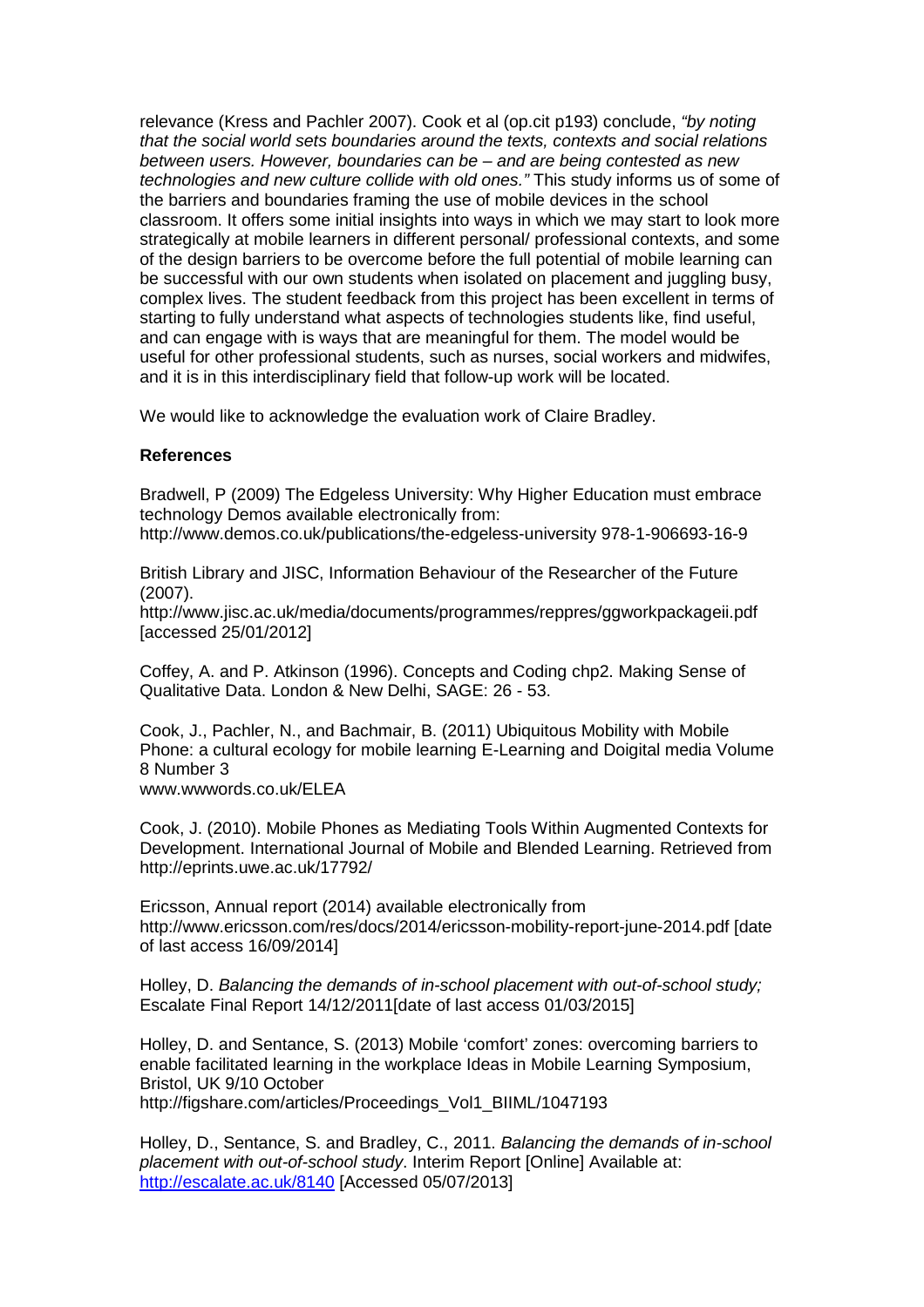relevance (Kress and Pachler 2007). Cook et al (op.cit p193) conclude, *"by noting that the social world sets boundaries around the texts, contexts and social relations between users. However, boundaries can be – and are being contested as new technologies and new culture collide with old ones."* This study informs us of some of the barriers and boundaries framing the use of mobile devices in the school classroom. It offers some initial insights into ways in which we may start to look more strategically at mobile learners in different personal/ professional contexts, and some of the design barriers to be overcome before the full potential of mobile learning can be successful with our own students when isolated on placement and juggling busy, complex lives. The student feedback from this project has been excellent in terms of starting to fully understand what aspects of technologies students like, find useful, and can engage with is ways that are meaningful for them. The model would be useful for other professional students, such as nurses, social workers and midwifes, and it is in this interdisciplinary field that follow-up work will be located.

We would like to acknowledge the evaluation work of Claire Bradley.

**References**

Bradwell, P (2009) The Edgeless University: Why Higher Education must embrace technology Demos available electronically from: http://www.demos.co.uk/publications/the-edgeless-university 978-1-906693-16-9

British Library and JISC, Information Behaviour of the Researcher of the Future (2007). http://www.jisc.ac.uk/media/documents/programmes/reppres/ggworkpackageii.pdf [accessed 25/01/2012]

Coffey, A. and P. Atkinson (1996). Concepts and Coding chp2. Making Sense of Qualitative Data. London & New Delhi, SAGE: 26 - 53.

Cook, J., Pachler, N., and Bachmair, B. (2011) Ubiquitous Mobility with Mobile Phone: a cultural ecology for mobile learning E-Learning and Doigital media Volume 8 Number 3
www.wwwords.co.uk/ELEA

Cook, J. (2010). Mobile Phones as Mediating Tools Within Augmented Contexts for Development. International Journal of Mobile and Blended Learning. Retrieved from http://eprints.uwe.ac.uk/17792/

Ericsson, Annual report (2014) available electronically from http://www.ericsson.com/res/docs/2014/ericsson-mobility-report-june-2014.pdf [date of last access 16/09/2014]

Holley, D. *Balancing the demands of in-school placement with out-of-school study;* Escalate Final Report 14/12/2011[date of last access 01/03/2015]

Holley, D. and Sentance, S. (2013) Mobile 'comfort' zones: overcoming barriers to enable facilitated learning in the workplace Ideas in Mobile Learning Symposium, Bristol, UK 9/10 October
http://figshare.com/articles/Proceedings_Vol1_BIIML/1047193

Holley, D., Sentance, S. and Bradley, C., 2011. *Balancing the demands of in-school placement with out-of-school study*. Interim Report [Online] Available at: http://escalate.ac.uk/8140 [Accessed 05/07/2013]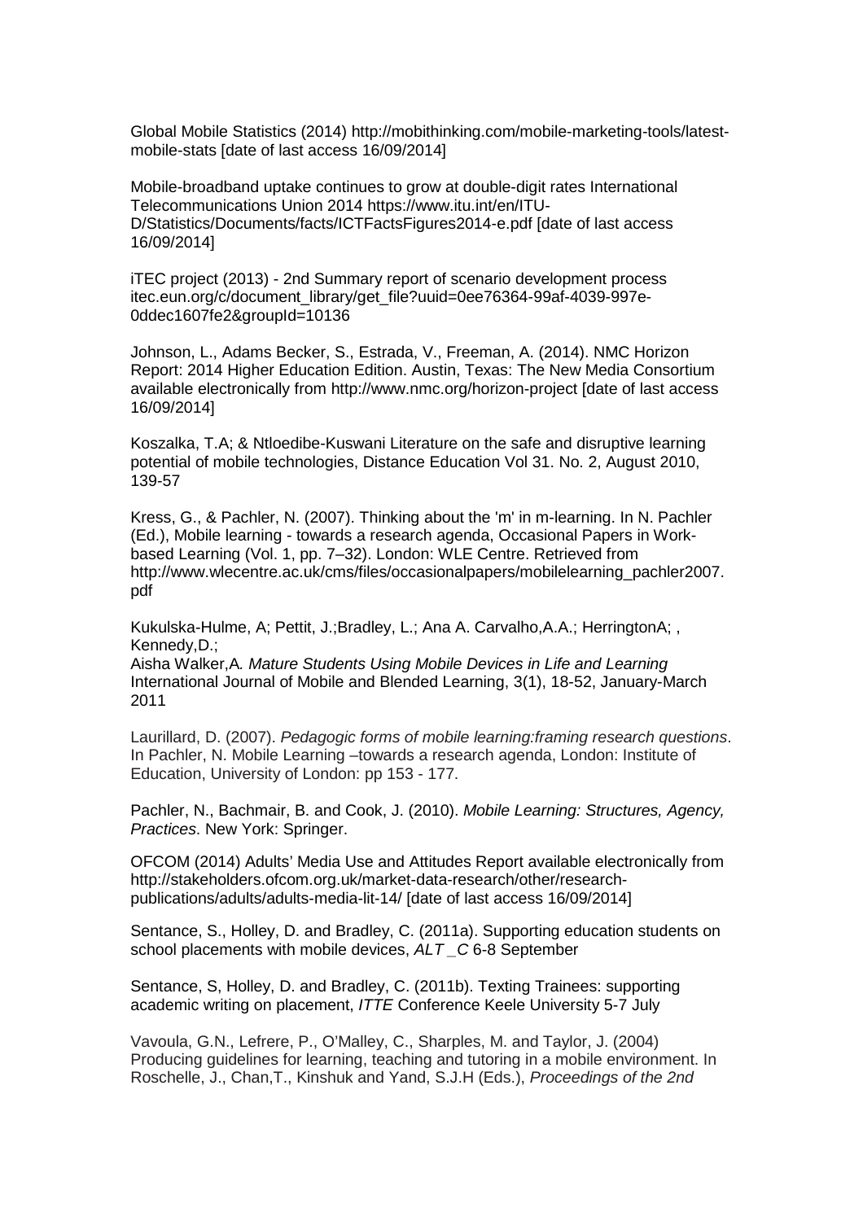Global Mobile Statistics (2014) http://mobithinking.com/mobile-marketing-tools/latest-mobile-stats [date of last access 16/09/2014]

Mobile-broadband uptake continues to grow at double-digit rates International Telecommunications Union 2014 https://www.itu.int/en/ITU-D/Statistics/Documents/facts/ICTFactsFigures2014-e.pdf [date of last access 16/09/2014]

iTEC project (2013) - 2nd Summary report of scenario development process itec.eun.org/c/document_library/get_file?uuid=0ee76364-99af-4039-997e-0ddec1607fe2&groupId=10136

Johnson, L., Adams Becker, S., Estrada, V., Freeman, A. (2014). NMC Horizon Report: 2014 Higher Education Edition. Austin, Texas: The New Media Consortium available electronically from http://www.nmc.org/horizon-project [date of last access 16/09/2014]

Koszalka, T.A; & Ntloedibe-Kuswani Literature on the safe and disruptive learning potential of mobile technologies, Distance Education Vol 31. No. 2, August 2010, 139-57

Kress, G., & Pachler, N. (2007). Thinking about the 'm' in m-learning. In N. Pachler (Ed.), Mobile learning - towards a research agenda, Occasional Papers in Work-based Learning (Vol. 1, pp. 7–32). London: WLE Centre. Retrieved from http://www.wlecentre.ac.uk/cms/files/occasionalpapers/mobilelearning_pachler2007.pdf

Kukulska-Hulme, A; Pettit, J.;Bradley, L.; Ana A. Carvalho,A.A.; HerringtonA; , Kennedy,D.;
Aisha Walker,A. *Mature Students Using Mobile Devices in Life and Learning* International Journal of Mobile and Blended Learning, 3(1), 18-52, January-March 2011

Laurillard, D. (2007). *Pedagogic forms of mobile learning:framing research questions*. In Pachler, N. Mobile Learning –towards a research agenda, London: Institute of Education, University of London: pp 153 - 177.

Pachler, N., Bachmair, B. and Cook, J. (2010). *Mobile Learning: Structures, Agency, Practices*. New York: Springer.

OFCOM (2014) Adults' Media Use and Attitudes Report available electronically from http://stakeholders.ofcom.org.uk/market-data-research/other/research-publications/adults/adults-media-lit-14/ [date of last access 16/09/2014]

Sentance, S., Holley, D. and Bradley, C. (2011a). Supporting education students on school placements with mobile devices, *ALT _C* 6-8 September

Sentance, S, Holley, D. and Bradley, C. (2011b). Texting Trainees: supporting academic writing on placement, *ITTE* Conference Keele University 5-7 July

Vavoula, G.N., Lefrere, P., O'Malley, C., Sharples, M. and Taylor, J. (2004) Producing guidelines for learning, teaching and tutoring in a mobile environment. In Roschelle, J., Chan,T., Kinshuk and Yand, S.J.H (Eds.), *Proceedings of the 2nd*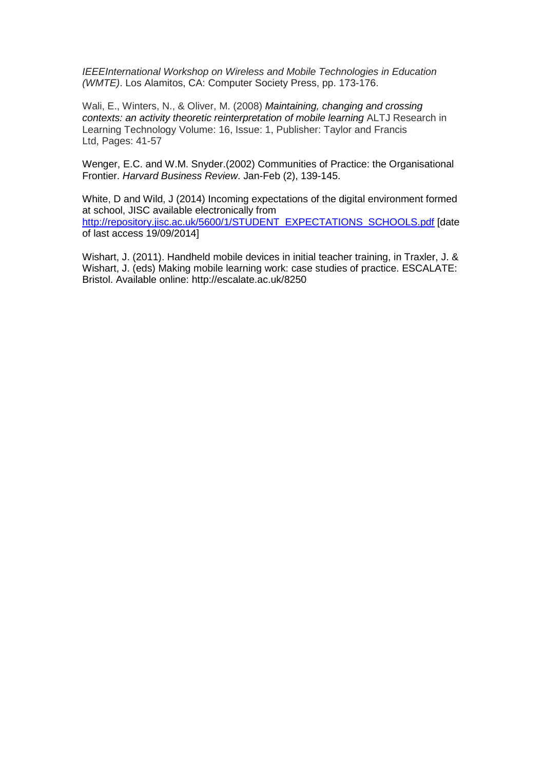*IEEEInternational Workshop on Wireless and Mobile Technologies in Education (WMTE)*. Los Alamitos, CA: Computer Society Press, pp. 173-176.

Wali, E., Winters, N., & Oliver, M. (2008) *Maintaining, changing and crossing contexts: an activity theoretic reinterpretation of mobile learning* ALTJ Research in Learning Technology Volume: 16, Issue: 1, Publisher: Taylor and Francis Ltd, Pages: 41-57

Wenger, E.C. and W.M. Snyder.(2002) Communities of Practice: the Organisational Frontier. *Harvard Business Review*. Jan-Feb (2), 139-145.

White, D and Wild, J (2014) Incoming expectations of the digital environment formed at school, JISC available electronically from http://repository.jisc.ac.uk/5600/1/STUDENT_EXPECTATIONS_SCHOOLS.pdf [date of last access 19/09/2014]

Wishart, J. (2011). Handheld mobile devices in initial teacher training, in Traxler, J. & Wishart, J. (eds) Making mobile learning work: case studies of practice. ESCALATE: Bristol. Available online: http://escalate.ac.uk/8250